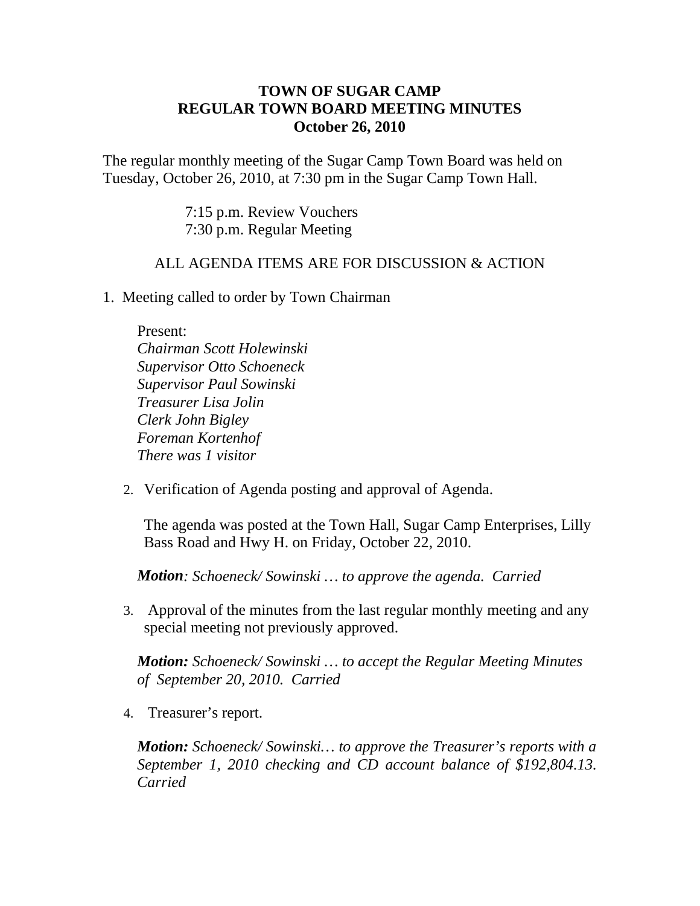**TOWN OF SUGAR CAMP**
**REGULAR TOWN BOARD MEETING MINUTES**
**October 26, 2010**

The regular monthly meeting of the Sugar Camp Town Board was held on Tuesday, October 26, 2010, at 7:30 pm in the Sugar Camp Town Hall.

7:15 p.m. Review Vouchers
7:30 p.m. Regular Meeting

ALL AGENDA ITEMS ARE FOR DISCUSSION & ACTION

1. Meeting called to order by Town Chairman

   Present:
   *Chairman Scott Holewinski*
   *Supervisor Otto Schoeneck*
   *Supervisor Paul Sowinski*
   *Treasurer Lisa Jolin*
   *Clerk John Bigley*
   *Foreman Kortenhof*
   *There was 1 visitor*

2. Verification of Agenda posting and approval of Agenda.

   The agenda was posted at the Town Hall, Sugar Camp Enterprises, Lilly Bass Road and Hwy H. on Friday, October 22, 2010.

   ***Motion****: Schoeneck/ Sowinski … to approve the agenda. Carried*

3. Approval of the minutes from the last regular monthly meeting and any special meeting not previously approved.

   ***Motion:*** *Schoeneck/ Sowinski … to accept the Regular Meeting Minutes of September 20, 2010. Carried*

4. Treasurer's report.

   ***Motion:*** *Schoeneck/ Sowinski… to approve the Treasurer's reports with a September 1, 2010 checking and CD account balance of $192,804.13. Carried*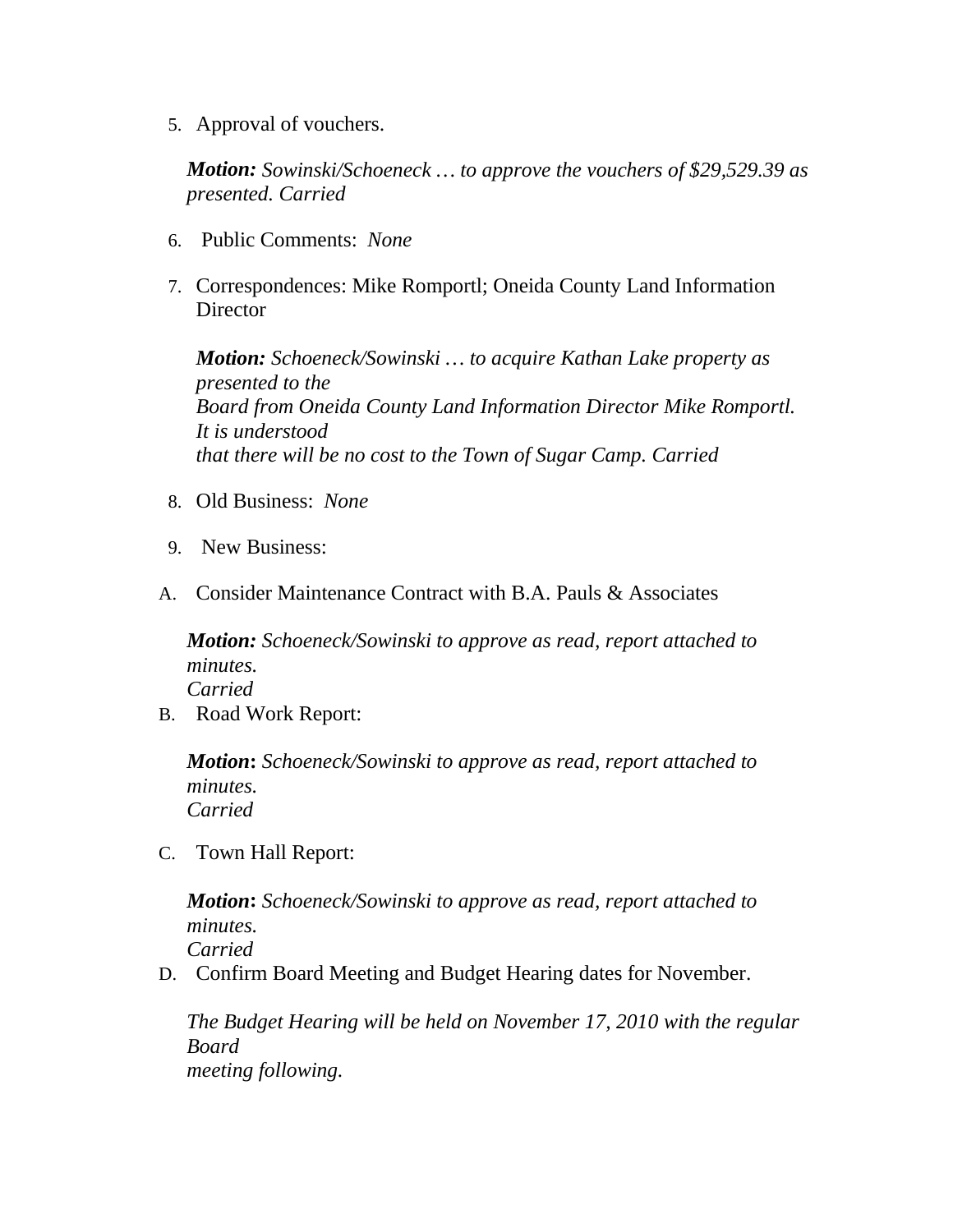5. Approval of vouchers.

   ***Motion:*** *Sowinski/Schoeneck … to approve the vouchers of $29,529.39 as presented. Carried*

6. Public Comments: *None*

7. Correspondences: Mike Romportl; Oneida County Land Information Director

   ***Motion:*** *Schoeneck/Sowinski … to acquire Kathan Lake property as presented to the Board from Oneida County Land Information Director Mike Romportl. It is understood that there will be no cost to the Town of Sugar Camp. Carried*

8. Old Business: *None*

9. New Business:

A. Consider Maintenance Contract with B.A. Pauls & Associates

   ***Motion:*** *Schoeneck/Sowinski to approve as read, report attached to minutes. Carried*

B. Road Work Report:

   ***Motion*****:** *Schoeneck/Sowinski to approve as read, report attached to minutes. Carried*

C. Town Hall Report:

   ***Motion*****:** *Schoeneck/Sowinski to approve as read, report attached to minutes. Carried*

D. Confirm Board Meeting and Budget Hearing dates for November.

   *The Budget Hearing will be held on November 17, 2010 with the regular Board meeting following.*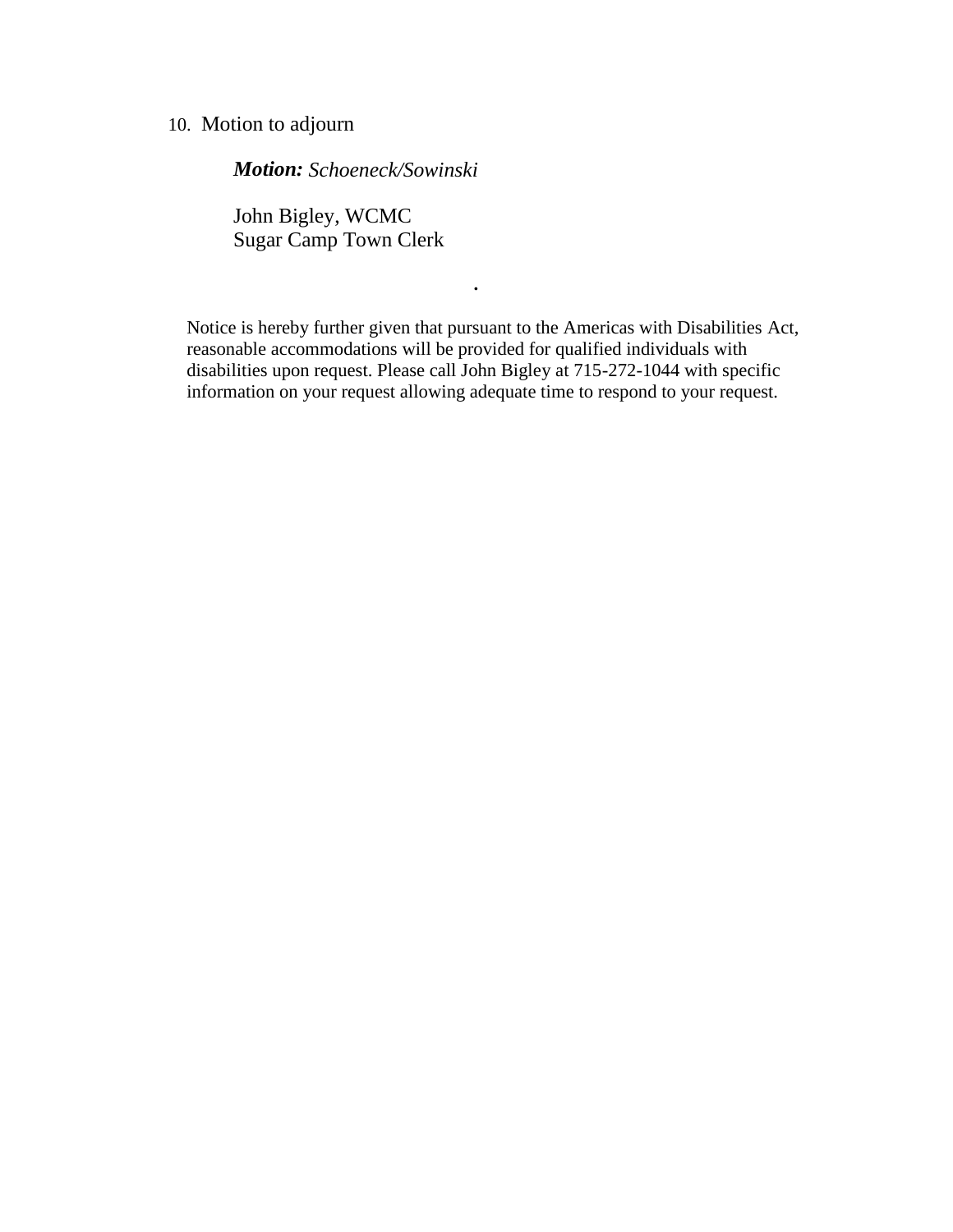10. Motion to adjourn

***Motion:*** *Schoeneck/Sowinski*

John Bigley, WCMC
Sugar Camp Town Clerk

.

Notice is hereby further given that pursuant to the Americas with Disabilities Act, reasonable accommodations will be provided for qualified individuals with disabilities upon request. Please call John Bigley at 715-272-1044 with specific information on your request allowing adequate time to respond to your request.